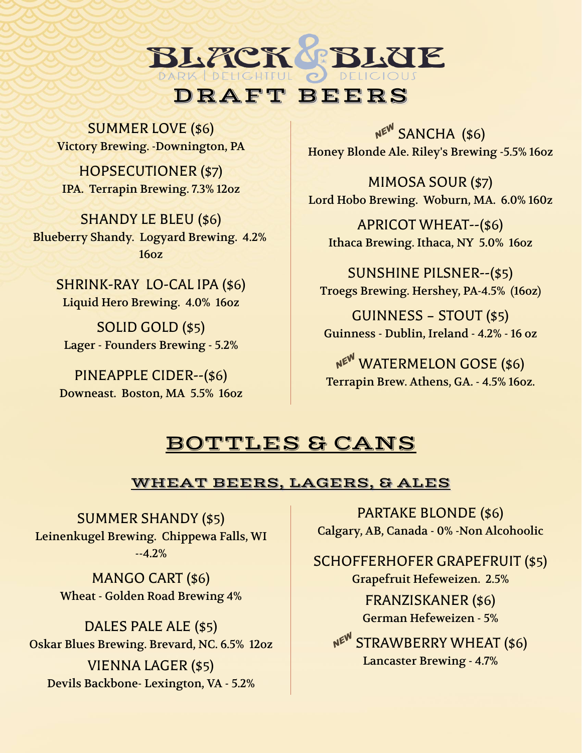# BLACK & BLUE

DARK | DELIGHTFUL | DELICIOUS

# DRAFT BEERS

**SUMMER LOVE ($6)**
Victory Brewing. -Downington, PA

**HOPSECUTIONER ($7)**
IPA. Terrapin Brewing. 7.3% 12oz

**SHANDY LE BLEU ($6)**
Blueberry Shandy. Logyard Brewing. 4.2% 16oz

**SHRINK-RAY LO-CAL IPA ($6)**
Liquid Hero Brewing. 4.0% 16oz

**SOLID GOLD ($5)**
Lager - Founders Brewing - 5.2%

**PINEAPPLE CIDER--($6)**
Downeast. Boston, MA 5.5% 16oz

*NEW* **SANCHA ($6)**
Honey Blonde Ale. Riley's Brewing -5.5% 16oz

**MIMOSA SOUR ($7)**
Lord Hobo Brewing. Woburn, MA. 6.0% 160z

**APRICOT WHEAT--($6)**
Ithaca Brewing. Ithaca, NY 5.0% 16oz

**SUNSHINE PILSNER--($5)**
Troegs Brewing. Hershey, PA-4.5% (16oz)

**GUINNESS – STOUT ($5)**
Guinness - Dublin, Ireland - 4.2% - 16 oz

*NEW* **WATERMELON GOSE ($6)**
Terrapin Brew. Athens, GA. - 4.5% 16oz.

## BOTTLES & CANS

### WHEAT BEERS, LAGERS, & ALES

**SUMMER SHANDY ($5)**
Leinenkugel Brewing. Chippewa Falls, WI --4.2%

**MANGO CART ($6)**
Wheat - Golden Road Brewing 4%

**DALES PALE ALE ($5)**
Oskar Blues Brewing. Brevard, NC. 6.5% 12oz

**VIENNA LAGER ($5)**
Devils Backbone- Lexington, VA - 5.2%

**PARTAKE BLONDE ($6)**
Calgary, AB, Canada - 0% -Non Alcohoolic

**SCHOFFERHOFER GRAPEFRUIT ($5)**
Grapefruit Hefeweizen. 2.5%

**FRANZISKANER ($6)**
German Hefeweizen - 5%

*NEW* **STRAWBERRY WHEAT ($6)**
Lancaster Brewing - 4.7%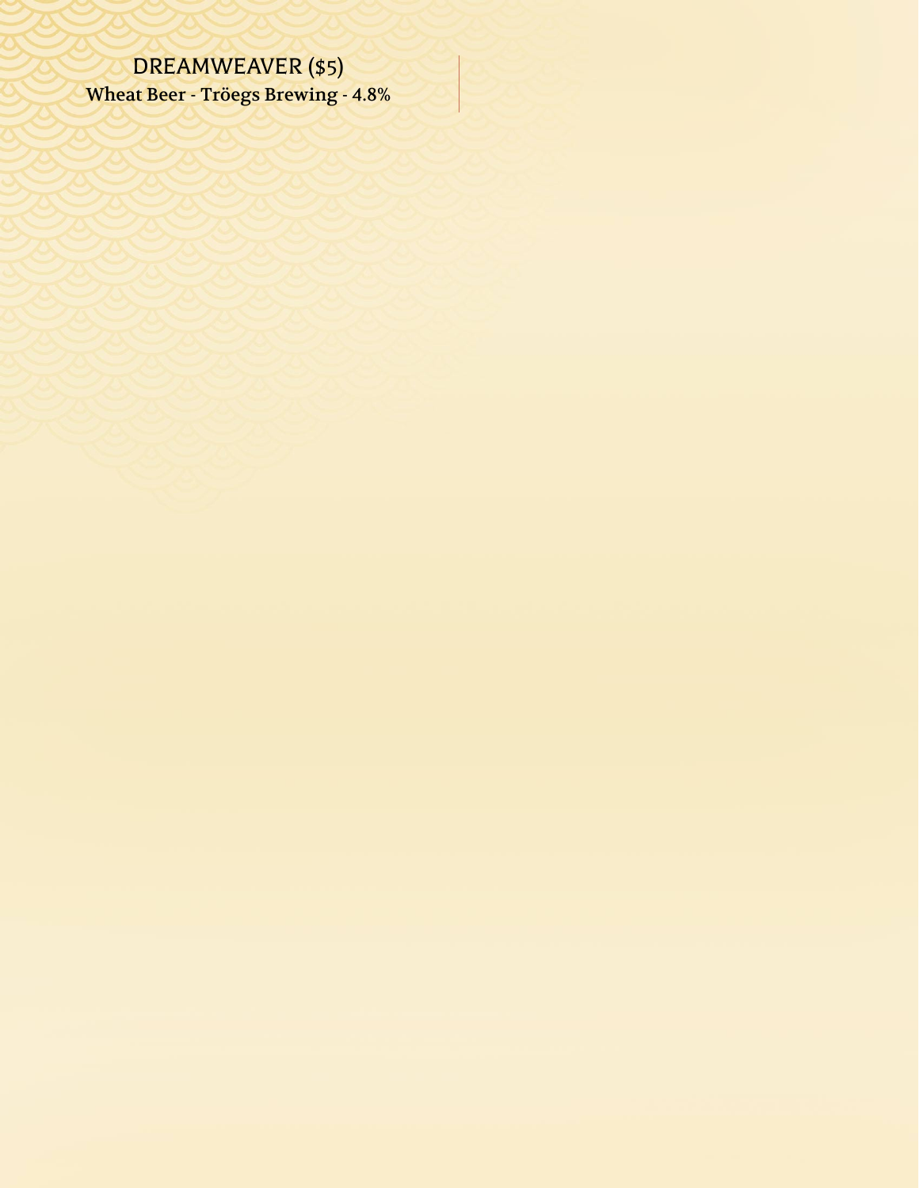DREAMWEAVER ($5)

**Wheat Beer - Tröegs Brewing - 4.8%**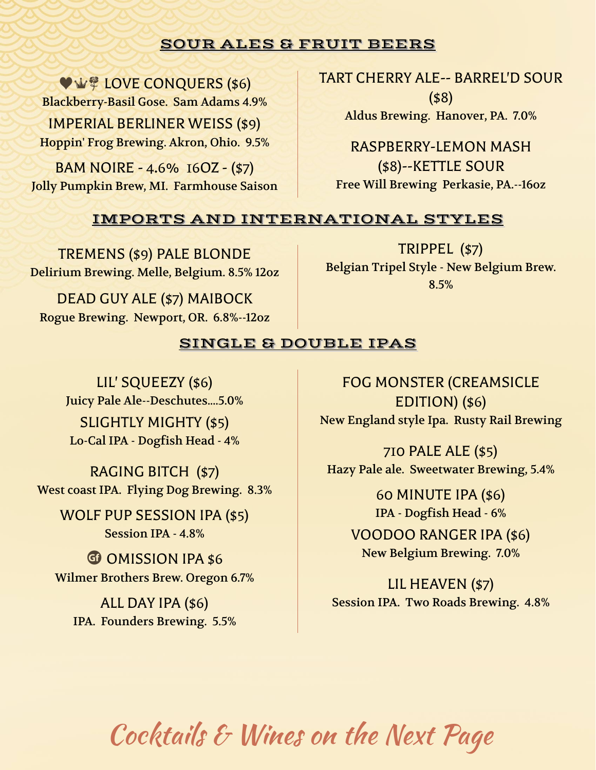## SOUR ALES & FRUIT BEERS

🖤👑🌹 LOVE CONQUERS ($6)
**Blackberry-Basil Gose. Sam Adams 4.9%**

IMPERIAL BERLINER WEISS ($9)
**Hoppin' Frog Brewing. Akron, Ohio. 9.5%**

BAM NOIRE - 4.6% 16OZ - ($7)
**Jolly Pumpkin Brew, MI. Farmhouse Saison**

TART CHERRY ALE-- BARREL'D SOUR ($8)
**Aldus Brewing. Hanover, PA. 7.0%**

RASPBERRY-LEMON MASH ($8)--KETTLE SOUR
**Free Will Brewing Perkasie, PA.--16oz**

## IMPORTS AND INTERNATIONAL STYLES

TREMENS ($9) PALE BLONDE
**Delirium Brewing. Melle, Belgium. 8.5% 12oz**

DEAD GUY ALE ($7) MAIBOCK
**Rogue Brewing. Newport, OR. 6.8%--12oz**

TRIPPEL ($7)
**Belgian Tripel Style - New Belgium Brew. 8.5%**

## SINGLE & DOUBLE IPAS

LIL' SQUEEZY ($6)
**Juicy Pale Ale--Deschutes....5.0%**

SLIGHTLY MIGHTY ($5)
**Lo-Cal IPA - Dogfish Head - 4%**

RAGING BITCH ($7)
**West coast IPA. Flying Dog Brewing. 8.3%**

WOLF PUP SESSION IPA ($5)
**Session IPA - 4.8%**

Gf OMISSION IPA $6
**Wilmer Brothers Brew. Oregon 6.7%**

ALL DAY IPA ($6)
**IPA. Founders Brewing. 5.5%**

FOG MONSTER (CREAMSICLE EDITION) ($6)
**New England style Ipa. Rusty Rail Brewing**

710 PALE ALE ($5)
**Hazy Pale ale. Sweetwater Brewing, 5.4%**

60 MINUTE IPA ($6)
**IPA - Dogfish Head - 6%**

VOODOO RANGER IPA ($6)
**New Belgium Brewing. 7.0%**

LIL HEAVEN ($7)
**Session IPA. Two Roads Brewing. 4.8%**

*Cocktails & Wines on the Next Page*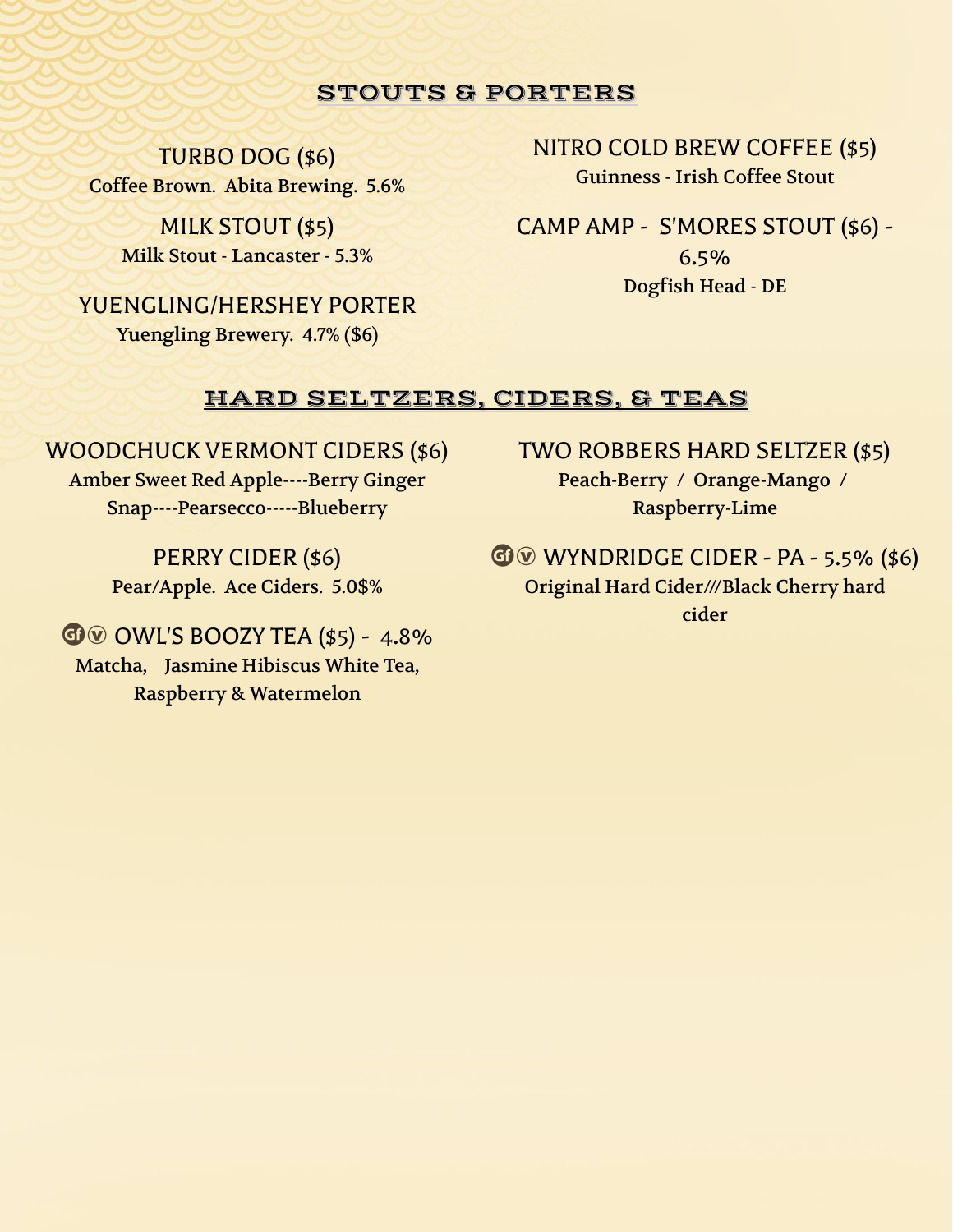## STOUTS & PORTERS

**TURBO DOG ($6)**
Coffee Brown. Abita Brewing. 5.6%

**MILK STOUT ($5)**
Milk Stout - Lancaster - 5.3%

**YUENGLING/HERSHEY PORTER**
Yuengling Brewery. 4.7% ($6)

**NITRO COLD BREW COFFEE ($5)**
Guinness - Irish Coffee Stout

**CAMP AMP - S'MORES STOUT ($6) - 6.5%**
Dogfish Head - DE

## HARD SELTZERS, CIDERS, & TEAS

**WOODCHUCK VERMONT CIDERS ($6)**
Amber Sweet Red Apple----Berry Ginger Snap----Pearsecco-----Blueberry

**PERRY CIDER ($6)**
Pear/Apple. Ace Ciders. 5.0$%

**GF V OWL'S BOOZY TEA ($5) - 4.8%**
Matcha, Jasmine Hibiscus White Tea, Raspberry & Watermelon

**TWO ROBBERS HARD SELTZER ($5)**
Peach-Berry / Orange-Mango / Raspberry-Lime

**GF V WYNDRIDGE CIDER - PA - 5.5% ($6)**
Original Hard Cider///Black Cherry hard cider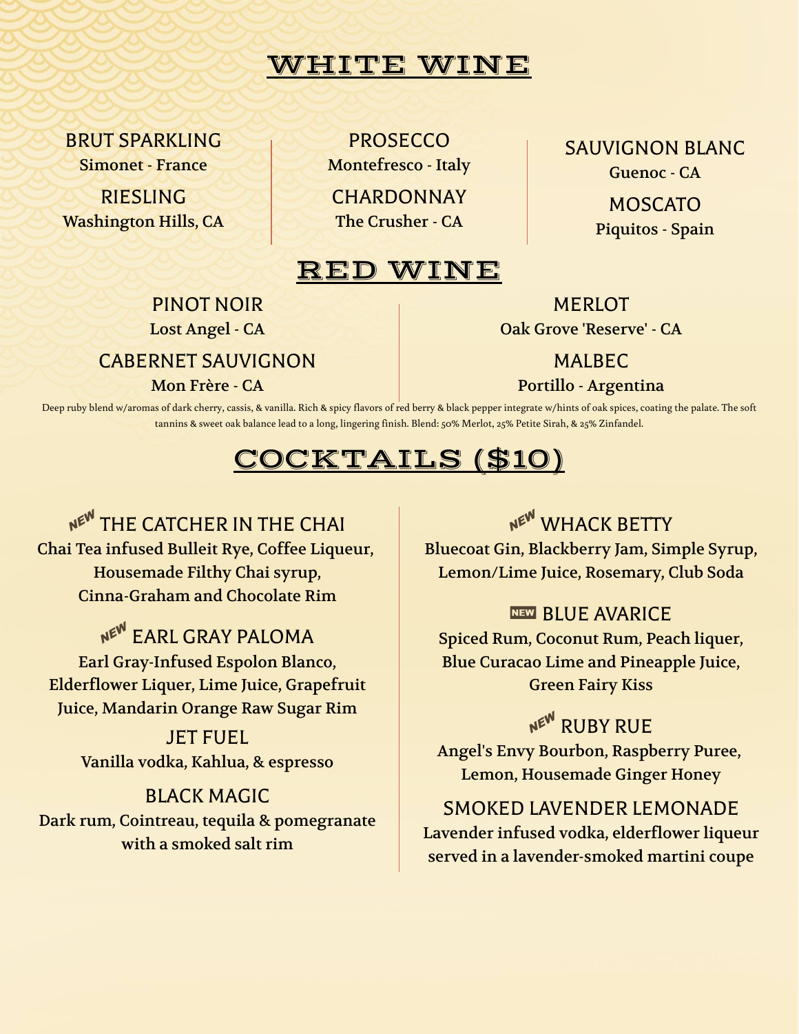# WHITE WINE

BRUT SPARKLING
**Simonet - France**

RIESLING
**Washington Hills, CA**

PROSECCO
**Montefresco - Italy**

CHARDONNAY
**The Crusher - CA**

SAUVIGNON BLANC
**Guenoc - CA**

MOSCATO
**Piquitos - Spain**

# RED WINE

PINOT NOIR
**Lost Angel - CA**

CABERNET SAUVIGNON
**Mon Frère - CA**

MERLOT
**Oak Grove 'Reserve' - CA**

MALBEC
**Portillo - Argentina**

Deep ruby blend w/aromas of dark cherry, cassis, & vanilla. Rich & spicy flavors of red berry & black pepper integrate w/hints of oak spices, coating the palate. The soft tannins & sweet oak balance lead to a long, lingering finish. Blend: 50% Merlot, 25% Petite Sirah, & 25% Zinfandel.

# COCKTAILS ($10)

NEW THE CATCHER IN THE CHAI
**Chai Tea infused Bulleit Rye, Coffee Liqueur, Housemade Filthy Chai syrup, Cinna-Graham and Chocolate Rim**

NEW EARL GRAY PALOMA
**Earl Gray-Infused Espolon Blanco, Elderflower Liquer, Lime Juice, Grapefruit Juice, Mandarin Orange Raw Sugar Rim**

JET FUEL
**Vanilla vodka, Kahlua, & espresso**

BLACK MAGIC
**Dark rum, Cointreau, tequila & pomegranate with a smoked salt rim**

NEW WHACK BETTY
**Bluecoat Gin, Blackberry Jam, Simple Syrup, Lemon/Lime Juice, Rosemary, Club Soda**

NEW BLUE AVARICE
**Spiced Rum, Coconut Rum, Peach liquer, Blue Curacao Lime and Pineapple Juice, Green Fairy Kiss**

NEW RUBY RUE
**Angel's Envy Bourbon, Raspberry Puree, Lemon, Housemade Ginger Honey**

SMOKED LAVENDER LEMONADE
**Lavender infused vodka, elderflower liqueur served in a lavender-smoked martini coupe**